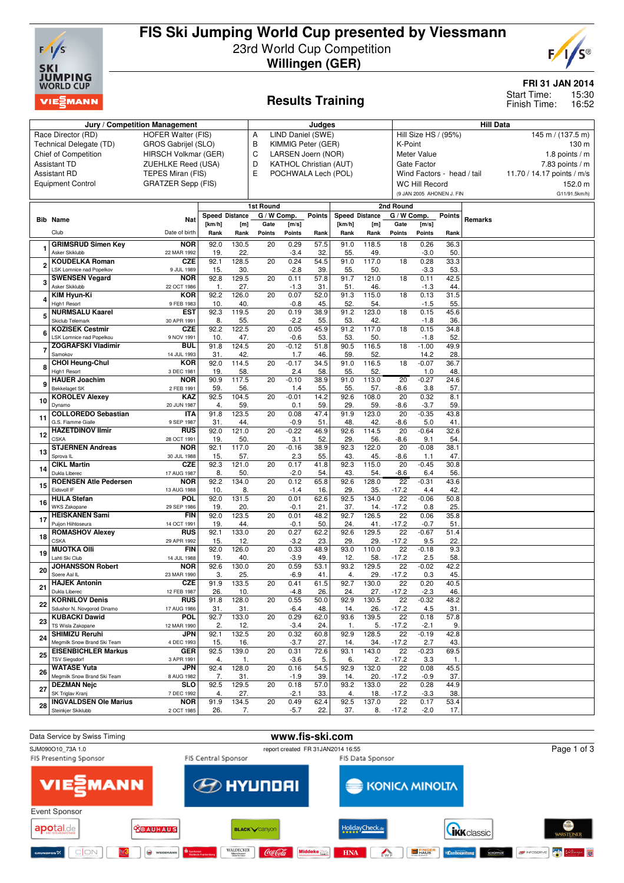# FIS Ski Jumping World Cup presented by Viessmann

23rd World Cup Competition
**Willingen (GER)**

**FRI 31 JAN 2014**
Start Time: 15:30
Finish Time: 16:52

## Results Training

| Jury / Competition Management | | Judges | | Hill Data | |
|---|---|---|---|---|---|
| Race Director (RD) | HOFER Walter (FIS) | A | LIND Daniel (SWE) | Hill Size HS / (95%) | 145 m / (137.5 m) |
| Technical Delegate (TD) | GROS Gabrijel (SLO) | B | KIMMIG Peter (GER) | K-Point | 130 m |
| Chief of Competition | HIRSCH Volkmar (GER) | C | LARSEN Joern (NOR) | Meter Value | 1.8 points / m |
| Assistant TD | ZUEHLKE Reed (USA) | D | KATHOL Christian (AUT) | Gate Factor | 7.83 points / m |
| Assistant RD | TEPES Miran (FIS) | E | POCHWALA Lech (POL) | Wind Factors - head / tail | 11.70 / 14.17 points / m/s |
| Equipment Control | GRATZER Sepp (FIS) | | | WC Hill Record | 152.0 m |
| | | | | (9 JAN 2005 AHONEN J. FIN | G11/91.5km/h) |

| Bib | Name / Club | Nat / Date of birth | 1st Round Speed [km/h] / Rank | Distance [m] / Rank | Gate / Points | W Comp. [m/s] / Points | Points / Rank | 2nd Round Speed [km/h] / Rank | Distance [m] / Rank | Gate / Points | W Comp. [m/s] / Points | Points / Rank | Remarks |
|---|---|---|---|---|---|---|---|---|---|---|---|---|---|
| 1 | GRIMSRUD Simen Key / Asker Skiklubb | NOR / 22 MAR 1992 | 92.0 / 19. | 130.5 / 22. | 20 | 0.29 / -3.4 | 57.5 / 32. | 91.0 / 55. | 118.5 / 49. | 18 | 0.26 / -3.0 | 36.3 / 50. | |
| 2 | KOUDELKA Roman / LSK Lomnice nad Popelkou | CZE / 9 JUL 1989 | 92.1 / 15. | 128.5 / 30. | 20 | 0.24 / -2.8 | 54.5 / 39. | 91.0 / 55. | 117.0 / 50. | 18 | 0.28 / -3.3 | 33.3 / 53. | |
| 3 | SWENSEN Vegard / Asker Skiklubb | NOR / 22 OCT 1986 | 92.8 / 1. | 129.5 / 27. | 20 | 0.11 / -1.3 | 57.8 / 31. | 91.7 / 51. | 121.0 / 46. | 18 | 0.11 / -1.3 | 42.5 / 44. | |
| 4 | KIM Hyun-Ki / High1 Resort | KOR / 9 FEB 1983 | 92.2 / 10. | 126.0 / 40. | 20 | 0.07 / -0.8 | 52.0 / 45. | 91.3 / 52. | 115.0 / 54. | 18 | 0.13 / -1.5 | 31.5 / 55. | |
| 5 | NURMSALU Kaarel / Skiclub Telemark | EST / 30 APR 1991 | 92.3 / 8. | 119.5 / 55. | 20 | 0.19 / -2.2 | 38.9 / 55. | 91.2 / 53. | 123.0 / 42. | 18 | 0.15 / -1.8 | 45.6 / 36. | |
| 6 | KOZISEK Cestmir / LSK Lomnice nad Popelkou | CZE / 9 NOV 1991 | 92.2 / 10. | 122.5 / 47. | 20 | 0.05 / -0.6 | 45.9 / 53. | 91.2 / 53. | 117.0 / 50. | 18 | 0.15 / -1.8 | 34.8 / 52. | |
| 7 | ZOGRAFSKI Vladimir / Samokov | BUL / 14 JUL 1993 | 91.8 / 31. | 124.5 / 42. | 20 | -0.12 / 1.7 | 51.8 / 46. | 90.5 / 59. | 116.5 / 52. | 18 | -1.00 / 14.2 | 49.9 / 28. | |
| 8 | CHOI Heung-Chul / High1 Resort | KOR / 3 DEC 1981 | 92.0 / 19. | 114.5 / 58. | 20 | -0.17 / 2.4 | 34.5 / 58. | 91.0 / 55. | 116.5 / 52. | 18 | -0.07 / 1.0 | 36.7 / 48. | |
| 9 | HAUER Joachim / Bekkelaget SK | NOR / 2 FEB 1991 | 90.9 / 59. | 117.5 / 56. | 20 | -0.10 / 1.4 | 38.9 / 55. | 91.0 / 55. | 113.0 / 57. | 20 / -8.6 | -0.27 / 3.8 | 24.6 / 57. | |
| 10 | KOROLEV Alexey / Dynamo | KAZ / 20 JUN 1987 | 92.5 / 4. | 104.5 / 59. | 20 | -0.01 / 0.1 | 14.2 / 59. | 92.6 / 29. | 108.0 / 59. | 20 / -8.6 | 0.32 / -3.7 | 8.1 / 59. | |
| 11 | COLLOREDO Sebastian / G.S. Fiamme Gialle | ITA / 9 SEP 1987 | 91.8 / 31. | 123.5 / 44. | 20 | 0.08 / -0.9 | 47.4 / 51. | 91.9 / 48. | 123.0 / 42. | 20 / -8.6 | -0.35 / 5.0 | 43.8 / 41. | |
| 12 | HAZETDINOV Ilmir / CSKA | RUS / 28 OCT 1991 | 92.0 / 19. | 121.0 / 50. | 20 | -0.22 / 3.1 | 46.9 / 52. | 92.6 / 29. | 114.5 / 56. | 20 / -8.6 | -0.64 / 9.1 | 32.6 / 54. | |
| 13 | STJERNEN Andreas / Sprova IL | NOR / 30 JUL 1988 | 92.1 / 15. | 117.0 / 57. | 20 | -0.16 / 2.3 | 38.9 / 55. | 92.3 / 43. | 122.0 / 45. | 20 / -8.6 | -0.08 / 1.1 | 38.1 / 47. | |
| 14 | CIKL Martin / Dukla Liberec | CZE / 17 AUG 1987 | 92.3 / 8. | 121.0 / 50. | 20 | 0.17 / -2.0 | 41.8 / 54. | 92.3 / 43. | 115.0 / 54. | 20 / -8.6 | -0.45 / 6.4 | 30.8 / 56. | |
| 15 | ROENSEN Atle Pedersen / Eidsvoll IF | NOR / 13 AUG 1988 | 92.2 / 10. | 134.0 / 8. | 20 | 0.12 / -1.4 | 65.8 / 16. | 92.6 / 29. | 128.0 / 35. | 22 / -17.2 | -0.31 / 4.4 | 43.6 / 42. | |
| 16 | HULA Stefan / WKS Zakopane | POL / 29 SEP 1986 | 92.0 / 19. | 131.5 / 20. | 20 | 0.01 / -0.1 | 62.6 / 21. | 92.5 / 37. | 134.0 / 14. | 22 / -17.2 | -0.06 / 0.8 | 50.8 / 25. | |
| 17 | HEISKANEN Sami / Puijon Hiihtoseura | FIN / 14 OCT 1991 | 92.0 / 19. | 123.5 / 44. | 20 | 0.01 / -0.1 | 48.2 / 50. | 92.7 / 24. | 126.5 / 41. | 22 / -17.2 | 0.06 / -0.7 | 35.8 / 51. | |
| 18 | ROMASHOV Alexey / CSKA | RUS / 29 APR 1992 | 92.1 / 15. | 133.0 / 12. | 20 | 0.27 / -3.2 | 62.2 / 23. | 92.6 / 29. | 129.5 / 29. | 22 / -17.2 | -0.67 / 9.5 | 51.4 / 22. | |
| 19 | MUOTKA Olli / Lahti Ski Club | FIN / 14 JUL 1988 | 92.0 / 19. | 126.0 / 40. | 20 | 0.33 / -3.9 | 48.9 / 49. | 93.0 / 12. | 110.0 / 58. | 22 / -17.2 | -0.18 / 2.5 | 9.3 / 58. | |
| 20 | JOHANSSON Robert / Soere Aal IL | NOR / 23 MAR 1990 | 92.6 / 3. | 130.0 / 25. | 20 | 0.59 / -6.9 | 53.1 / 41. | 93.2 / 4. | 129.5 / 29. | 22 / -17.2 | -0.02 / 0.3 | 42.2 / 45. | |
| 21 | HAJEK Antonin / Dukla Liberec | CZE / 12 FEB 1987 | 91.9 / 26. | 133.5 / 10. | 20 | 0.41 / -4.8 | 61.5 / 26. | 92.7 / 24. | 130.0 / 27. | 22 / -17.2 | 0.20 / -2.3 | 40.5 / 46. | |
| 22 | KORNILOV Denis / Sdushor N. Novgorod Dinamo | RUS / 17 AUG 1986 | 91.8 / 31. | 128.0 / 31. | 20 | 0.55 / -6.4 | 50.0 / 48. | 92.9 / 14. | 130.5 / 26. | 22 / -17.2 | -0.32 / 4.5 | 48.2 / 31. | |
| 23 | KUBACKI Dawid / TS Wisla Zakopane | POL / 12 MAR 1990 | 92.7 / 2. | 133.0 / 12. | 20 | 0.29 / -3.4 | 62.0 / 24. | 93.6 / 1. | 139.5 / 5. | 22 / -17.2 | 0.18 / -2.1 | 57.8 / 9. | |
| 24 | SHIMIZU Reruhi / Megmilk Snow Brand Ski Team | JPN / 4 DEC 1993 | 92.1 / 15. | 132.5 / 16. | 20 | 0.32 / -3.7 | 60.8 / 27. | 92.9 / 14. | 128.5 / 34. | 22 / -17.2 | -0.19 / 2.7 | 42.8 / 43. | |
| 25 | EISENBICHLER Markus / TSV Siegsdorf | GER / 3 APR 1991 | 92.5 / 4. | 139.0 / 1. | 20 | 0.31 / -3.6 | 72.6 / 5. | 93.1 / 6. | 143.0 / 2. | 22 / -17.2 | -0.23 / 3.3 | 69.5 / 1. | |
| 26 | WATASE Yuta / Megmilk Snow Brand Ski Team | JPN / 8 AUG 1982 | 92.4 / 7. | 128.0 / 31. | 20 | 0.16 / -1.9 | 54.5 / 39. | 92.9 / 14. | 132.0 / 20. | 22 / -17.2 | 0.08 / -0.9 | 45.5 / 37. | |
| 27 | DEZMAN Nejc / SK Triglav Kranj | SLO / 7 DEC 1992 | 92.5 / 4. | 129.5 / 27. | 20 | 0.18 / -2.1 | 57.0 / 33. | 93.2 / 4. | 133.0 / 18. | 22 / -17.2 | 0.28 / -3.3 | 44.9 / 38. | |
| 28 | INGVALDSEN Ole Marius / Steinkjer Skiklubb | NOR / 2 OCT 1985 | 91.9 / 26. | 134.5 / 7. | 20 | 0.49 / -5.7 | 62.4 / 22. | 92.5 / 37. | 137.0 / 8. | 22 / -17.2 | 0.17 / -2.0 | 53.4 / 17. | |

Data Service by Swiss Timing
www.fis-ski.com
SJM090O10_73A 1.0
report created FR 31JAN2014 16:55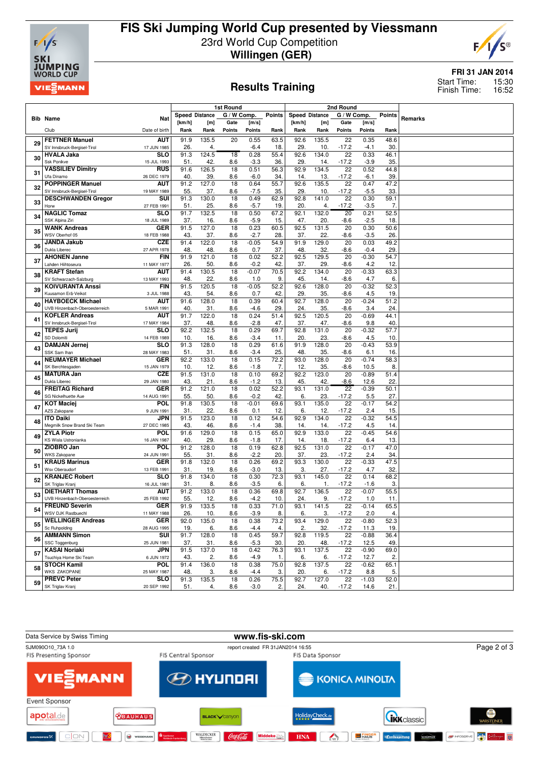# FIS Ski Jumping World Cup presented by Viessmann

23rd World Cup Competition

**Willingen (GER)**

**FRI 31 JAN 2014**

Start Time: 15:30
Finish Time: 16:52

## Results Training

| Bib | Name / Club | Nat / Date of birth | 1st Round Speed [km/h] / Rank | Distance [m] / Rank | Gate / Points | W Comp. [m/s] / Points | Points / Rank | 2nd Round Speed [km/h] / Rank | Distance [m] / Rank | Gate / Points | W Comp. [m/s] / Points | Points / Rank | Remarks |
|---|---|---|---|---|---|---|---|---|---|---|---|---|---|
| 29 | FETTNER Manuel<br>SV Innsbruck-Bergisel-Tirol | AUT<br>17 JUN 1985 | 91.9<br>26. | 135.5<br>4. | 20 | 0.55<br>-6.4 | 63.5<br>18. | 92.6<br>29. | 135.5<br>10. | 22<br>-17.2 | 0.35<br>-4.1 | 48.6<br>30. | |
| 30 | HVALA Jaka<br>Ssk Ponikve | SLO<br>15 JUL 1993 | 91.3<br>51. | 124.5<br>42. | 18<br>8.6 | 0.28<br>-3.3 | 55.4<br>36. | 92.6<br>29. | 134.0<br>14. | 22<br>-17.2 | 0.33<br>-3.9 | 46.1<br>35. | |
| 31 | VASSILIEV Dimitry<br>Ufa Dinamo | RUS<br>26 DEC 1979 | 91.6<br>40. | 126.5<br>39. | 18<br>8.6 | 0.51<br>-6.0 | 56.3<br>34. | 92.9<br>14. | 134.5<br>13. | 22<br>-17.2 | 0.52<br>-6.1 | 44.8<br>39. | |
| 32 | POPPINGER Manuel<br>SV Innsbruck-Bergisel-Tirol | AUT<br>19 MAY 1989 | 91.2<br>55. | 127.0<br>37. | 18<br>8.6 | 0.64<br>-7.5 | 55.7<br>35. | 92.6<br>29. | 135.5<br>10. | 22<br>-17.2 | 0.47<br>-5.5 | 47.2<br>33. | |
| 33 | DESCHWANDEN Gregor<br>Horw | SUI<br>27 FEB 1991 | 91.3<br>51. | 130.0<br>25. | 18<br>8.6 | 0.49<br>-5.7 | 62.9<br>19. | 92.8<br>20. | 141.0<br>4. | 22<br>-17.2 | 0.30<br>-3.5 | 59.1<br>7. | |
| 34 | NAGLIC Tomaz<br>SSK Alpina Ziri | SLO<br>18 JUL 1989 | 91.7<br>37. | 132.5<br>16. | 18<br>8.6 | 0.50<br>-5.9 | 67.2<br>15. | 92.1<br>47. | 132.0<br>20. | 20<br>-8.6 | 0.21<br>-2.5 | 52.5<br>18. | |
| 35 | WANK Andreas<br>WSV Oberhof 05 | GER<br>18 FEB 1988 | 91.5<br>43. | 127.0<br>37. | 18<br>8.6 | 0.23<br>-2.7 | 60.5<br>28. | 92.5<br>37. | 131.5<br>22. | 20<br>-8.6 | 0.30<br>-3.5 | 50.6<br>26. | |
| 36 | JANDA Jakub<br>Dukla Liberec | CZE<br>27 APR 1978 | 91.4<br>48. | 122.0<br>48. | 18<br>8.6 | -0.05<br>0.7 | 54.9<br>37. | 91.9<br>48. | 129.0<br>32. | 20<br>-8.6 | 0.03<br>-0.4 | 49.2<br>29. | |
| 37 | AHONEN Janne<br>Lahden Hiihtoseura | FIN<br>11 MAY 1977 | 91.9<br>26. | 121.0<br>50. | 18<br>8.6 | 0.02<br>-0.2 | 52.2<br>42. | 92.5<br>37. | 129.5<br>29. | 20<br>-8.6 | -0.30<br>4.2 | 54.7<br>12. | |
| 38 | KRAFT Stefan<br>SV Schwarzach-Salzburg | AUT<br>13 MAY 1993 | 91.4<br>48. | 130.5<br>22. | 18<br>8.6 | -0.07<br>1.0 | 70.5<br>9. | 92.2<br>45. | 134.0<br>14. | 20<br>-8.6 | -0.33<br>4.7 | 63.3<br>6. | |
| 39 | KOIVURANTA Anssi<br>Kuusamon Erä-Veikot | FIN<br>3 JUL 1988 | 91.5<br>43. | 120.5<br>54. | 18<br>8.6 | -0.05<br>0.7 | 52.2<br>42. | 92.6<br>29. | 128.0<br>35. | 20<br>-8.6 | -0.32<br>4.5 | 52.3<br>19. | |
| 40 | HAYBOECK Michael<br>UVB Hinzenbach-Oberoesterreich | AUT<br>5 MAR 1991 | 91.6<br>40. | 128.0<br>31. | 18<br>8.6 | 0.39<br>-4.6 | 60.4<br>29. | 92.7<br>24. | 128.0<br>35. | 20<br>-8.6 | -0.24<br>3.4 | 51.2<br>24. | |
| 41 | KOFLER Andreas<br>SV Innsbruck-Bergisel-Tirol | AUT<br>17 MAY 1984 | 91.7<br>37. | 122.0<br>48. | 18<br>8.6 | 0.24<br>-2.8 | 51.4<br>47. | 92.5<br>37. | 120.5<br>47. | 20<br>-8.6 | -0.69<br>9.8 | 44.1<br>40. | |
| 42 | TEPES Jurij<br>SD Dolomiti | SLO<br>14 FEB 1989 | 92.2<br>10. | 132.5<br>16. | 18<br>8.6 | 0.29<br>-3.4 | 69.7<br>11. | 92.8<br>20. | 131.0<br>23. | 20<br>-8.6 | -0.32<br>4.5 | 57.7<br>10. | |
| 43 | DAMJAN Jernej<br>SSK Sam Ihan | SLO<br>28 MAY 1983 | 91.3<br>51. | 128.0<br>31. | 18<br>8.6 | 0.29<br>-3.4 | 61.6<br>25. | 91.9<br>48. | 128.0<br>35. | 20<br>-8.6 | -0.43<br>6.1 | 53.9<br>16. | |
| 44 | NEUMAYER Michael<br>SK Berchtesgaden | GER<br>15 JAN 1979 | 92.2<br>10. | 133.0<br>12. | 18<br>8.6 | 0.15<br>-1.8 | 72.2<br>7. | 93.0<br>12. | 128.0<br>35. | 20<br>-8.6 | -0.74<br>10.5 | 58.3<br>8. | |
| 45 | MATURA Jan<br>Dukla Liberec | CZE<br>29 JAN 1980 | 91.5<br>43. | 131.0<br>21. | 18<br>8.6 | 0.10<br>-1.2 | 69.2<br>13. | 92.2<br>45. | 123.0<br>42. | 20<br>-8.6 | -0.89<br>12.6 | 51.4<br>22. | |
| 46 | FREITAG Richard<br>SG Nickelhuette Aue | GER<br>14 AUG 1991 | 91.2<br>55. | 121.0<br>50. | 18<br>8.6 | 0.02<br>-0.2 | 52.2<br>42. | 93.1<br>6. | 131.0<br>23. | 22<br>-17.2 | -0.39<br>5.5 | 50.1<br>27. | |
| 47 | KOT Maciej<br>AZS Zakopane | POL<br>9 JUN 1991 | 91.8<br>31. | 130.5<br>22. | 18<br>8.6 | -0.01<br>0.1 | 69.6<br>12. | 93.1<br>6. | 135.0<br>12. | 22<br>-17.2 | -0.17<br>2.4 | 54.2<br>15. | |
| 48 | ITO Daiki<br>Megmilk Snow Brand Ski Team | JPN<br>27 DEC 1985 | 91.5<br>43. | 123.0<br>46. | 18<br>8.6 | 0.12<br>-1.4 | 54.6<br>38. | 92.9<br>14. | 134.0<br>14. | 22<br>-17.2 | -0.32<br>4.5 | 54.5<br>14. | |
| 49 | ZYLA Piotr<br>KS Wisla Ustronianka | POL<br>16 JAN 1987 | 91.6<br>40. | 129.0<br>29. | 18<br>8.6 | 0.15<br>-1.8 | 65.0<br>17. | 92.9<br>14. | 133.0<br>18. | 22<br>-17.2 | -0.45<br>6.4 | 54.6<br>13. | |
| 50 | ZIOBRO Jan<br>WKS Zakopane | POL<br>24 JUN 1991 | 91.2<br>55. | 128.0<br>31. | 18<br>8.6 | 0.19<br>-2.2 | 62.8<br>20. | 92.5<br>37. | 131.0<br>23. | 22<br>-17.2 | -0.17<br>2.4 | 47.0<br>34. | |
| 51 | KRAUS Marinus<br>Wsv Oberaudorf | GER<br>13 FEB 1991 | 91.8<br>31. | 132.0<br>19. | 18<br>8.6 | 0.26<br>-3.0 | 69.2<br>13. | 93.3<br>3. | 130.0<br>27. | 22<br>-17.2 | -0.33<br>4.7 | 47.5<br>32. | |
| 52 | KRANJEC Robert<br>SK Triglav Kranj | SLO<br>16 JUL 1981 | 91.8<br>31. | 134.0<br>8. | 18<br>8.6 | 0.30<br>-3.5 | 72.3<br>6. | 93.1<br>6. | 145.0<br>1. | 22<br>-17.2 | 0.14<br>-1.6 | 68.2<br>3. | |
| 53 | DIETHART Thomas<br>UVB Hinzenbach-Oberoesterreich | AUT<br>25 FEB 1992 | 91.2<br>55. | 133.0<br>12. | 18<br>8.6 | 0.36<br>-4.2 | 69.8<br>10. | 92.7<br>24. | 136.5<br>9. | 22<br>-17.2 | -0.07<br>1.0 | 55.5<br>11. | |
| 54 | FREUND Severin<br>WSV DJK Rastbuechl | GER<br>11 MAY 1988 | 91.9<br>26. | 133.5<br>10. | 18<br>8.6 | 0.33<br>-3.9 | 71.0<br>8. | 93.1<br>6. | 141.5<br>3. | 22<br>-17.2 | -0.14<br>2.0 | 65.5<br>4. | |
| 55 | WELLINGER Andreas<br>Sc Ruhpolding | GER<br>28 AUG 1995 | 92.0<br>19. | 135.0<br>6. | 18<br>8.6 | 0.38<br>-4.4 | 73.2<br>4. | 93.4<br>2. | 129.0<br>32. | 22<br>-17.2 | -0.80<br>11.3 | 52.3<br>19. | |
| 56 | AMMANN Simon<br>SSC Toggenburg | SUI<br>25 JUN 1981 | 91.7<br>37. | 128.0<br>31. | 18<br>8.6 | 0.45<br>-5.3 | 59.7<br>30. | 92.8<br>20. | 119.5<br>48. | 22<br>-17.2 | -0.88<br>12.5 | 36.4<br>49. | |
| 57 | KASAI Noriaki<br>Tsuchiya Home Ski Team | JPN<br>6 JUN 1972 | 91.5<br>43. | 137.0<br>2. | 18<br>8.6 | 0.42<br>-4.9 | 76.3<br>1. | 93.1<br>6. | 137.5<br>6. | 22<br>-17.2 | -0.90<br>12.7 | 69.0<br>2. | |
| 58 | STOCH Kamil<br>WKS ZAKOPANE | POL<br>25 MAY 1987 | 91.4<br>48. | 136.0<br>3. | 18<br>8.6 | 0.38<br>-4.4 | 75.0<br>3. | 92.8<br>20. | 137.5<br>6. | 22<br>-17.2 | -0.62<br>8.8 | 65.1<br>5. | |
| 59 | PREVC Peter<br>SK Triglav Kranj | SLO<br>20 SEP 1992 | 91.3<br>51. | 135.5<br>4. | 18<br>8.6 | 0.26<br>-3.0 | 75.5<br>2. | 92.7<br>24. | 127.0<br>40. | 22<br>-17.2 | -1.03<br>14.6 | 52.0<br>21. | |

Data Service by Swiss Timing — www.fis-ski.com

SJM090O10_73A 1.0 — report created FR 31JAN2014 16:55

FIS Presenting Sponsor — FIS Central Sponsor — FIS Data Sponsor — Event Sponsor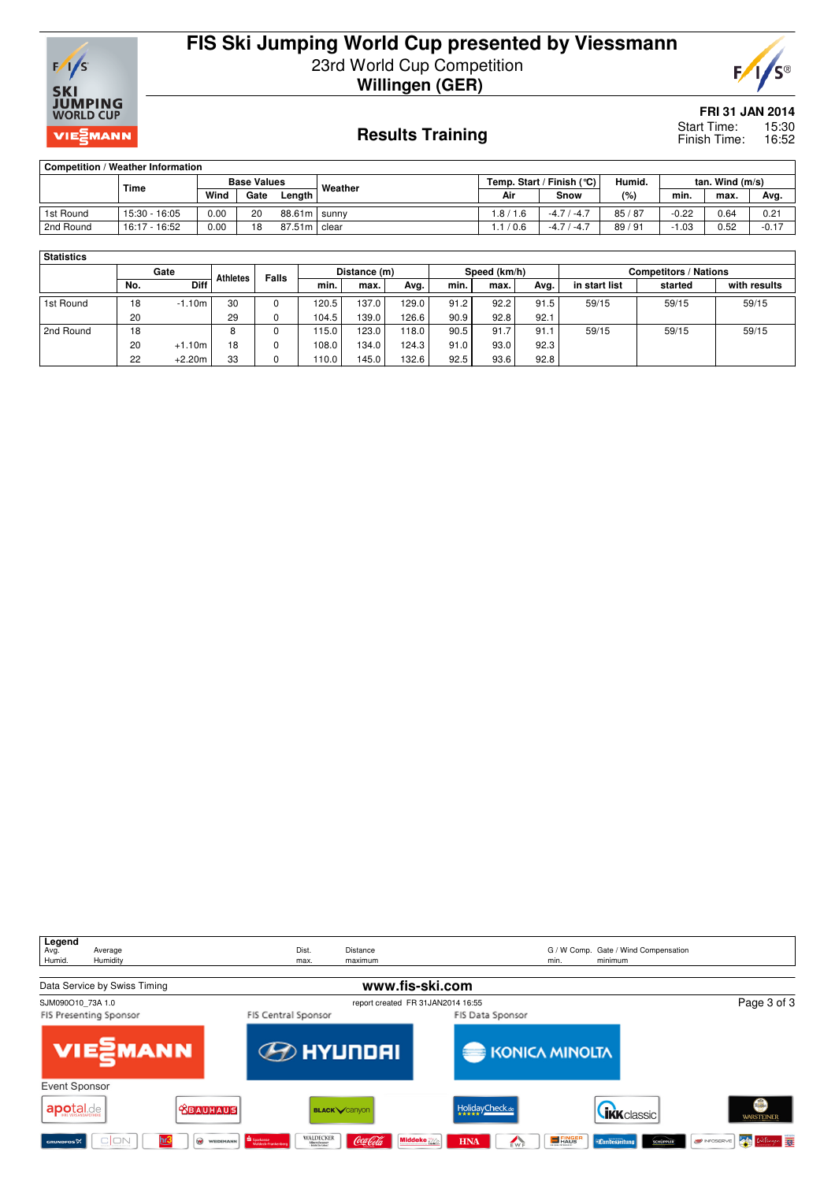# FIS Ski Jumping World Cup presented by Viessmann

23rd World Cup Competition

**Willingen (GER)**

**FRI 31 JAN 2014**

Start Time: 15:30

Finish Time: 16:52

## Results Training

**Competition / Weather Information**

| | Time | Base Values | | | Weather | Temp. Start / Finish (°C) | | Humid. | tan. Wind (m/s) | | |
|---|---|---|---|---|---|---|---|---|---|---|---|
| | | Wind | Gate | Length | | Air | Snow | (%) | min. | max. | Avg. |
| 1st Round | 15:30 - 16:05 | 0.00 | 20 | 88.61m | sunny | 1.8 / 1.6 | -4.7 / -4.7 | 85 / 87 | -0.22 | 0.64 | 0.21 |
| 2nd Round | 16:17 - 16:52 | 0.00 | 18 | 87.51m | clear | 1.1 / 0.6 | -4.7 / -4.7 | 89 / 91 | -1.03 | 0.52 | -0.17 |

**Statistics**

| | Gate | | Athletes | Falls | Distance (m) | | | Speed (km/h) | | | Competitors / Nations | | |
|---|---|---|---|---|---|---|---|---|---|---|---|---|---|
| | No. | Diff | | | min. | max. | Avg. | min. | max. | Avg. | in start list | started | with results |
| 1st Round | 18 | -1.10m | 30 | 0 | 120.5 | 137.0 | 129.0 | 91.2 | 92.2 | 91.5 | 59/15 | 59/15 | 59/15 |
| | 20 | | 29 | 0 | 104.5 | 139.0 | 126.6 | 90.9 | 92.8 | 92.1 | | | |
| 2nd Round | 18 | | 8 | 0 | 115.0 | 123.0 | 118.0 | 90.5 | 91.7 | 91.1 | 59/15 | 59/15 | 59/15 |
| | 20 | +1.10m | 18 | 0 | 108.0 | 134.0 | 124.3 | 91.0 | 93.0 | 92.3 | | | |
| | 22 | +2.20m | 33 | 0 | 110.0 | 145.0 | 132.6 | 92.5 | 93.6 | 92.8 | | | |

**Legend**

| | | | | | |
|---|---|---|---|---|---|
| Avg. | Average | Dist. | Distance | G / W Comp. | Gate / Wind Compensation |
| Humid. | Humidity | max. | maximum | min. | minimum |

Data Service by Swiss Timing

www.fis-ski.com

SJM090O10_73A 1.0

report created FR 31JAN2014 16:55

FIS Presenting Sponsor

FIS Central Sponsor

FIS Data Sponsor

Event Sponsor